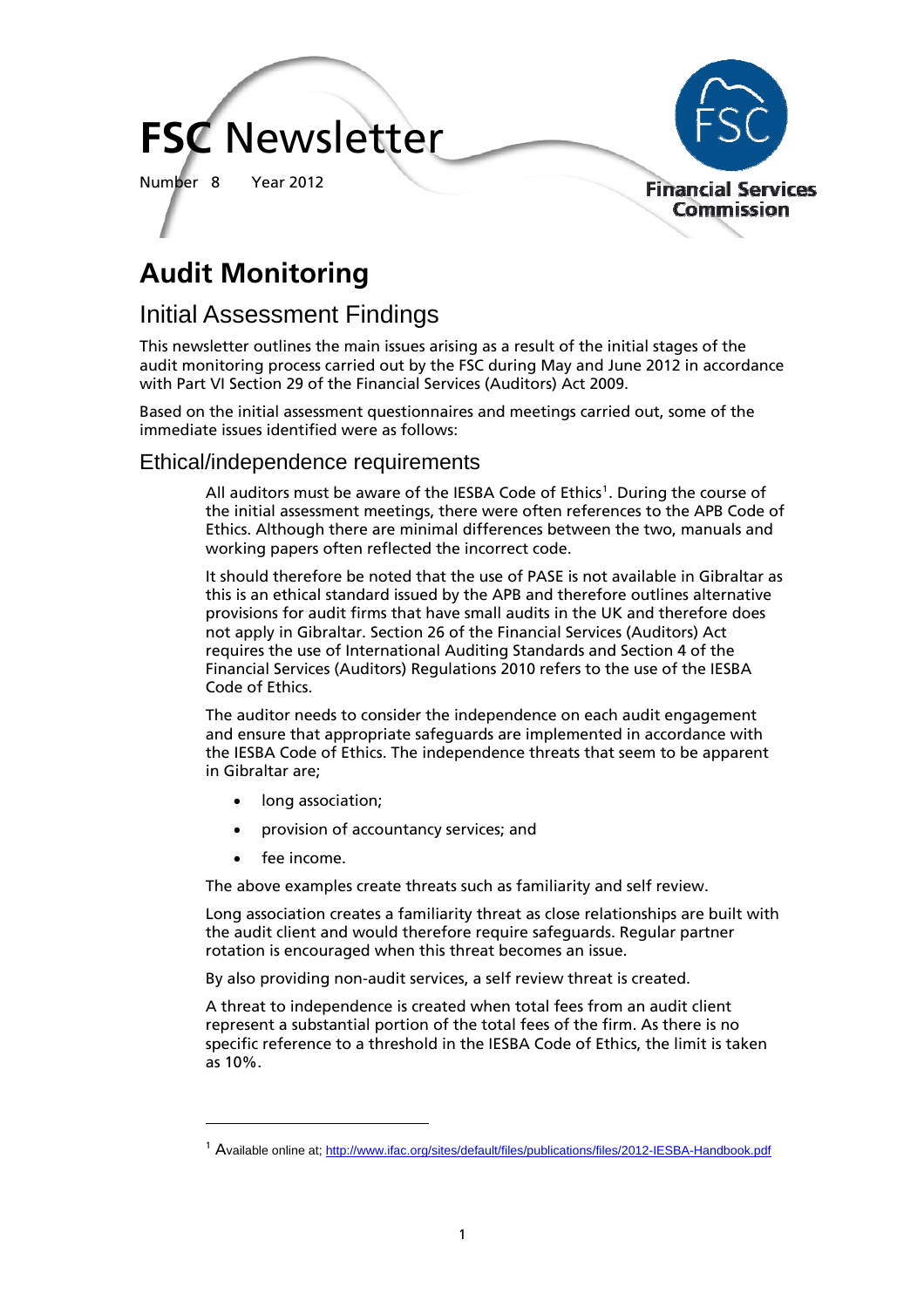# FSC Newsletter

Number 8 Year 2012

Financial Services Commission

## Audit Monitoring

### Initial Assessment Findings

This newsletter outlines the main issues arising as a result of the initial stages of the audit monitoring process carried out by the FSC during May and June 2012 in accordance with Part VI Section 29 of the Financial Services (Auditors) Act 2009.

Based on the initial assessment questionnaires and meetings carried out, some of the immediate issues identified were as follows:

### Ethical/independence requirements

All auditors must be aware of the IESBA Code of Ethics[1]. During the course of the initial assessment meetings, there were often references to the APB Code of Ethics. Although there are minimal differences between the two, manuals and working papers often reflected the incorrect code.

It should therefore be noted that the use of PASE is not available in Gibraltar as this is an ethical standard issued by the APB and therefore outlines alternative provisions for audit firms that have small audits in the UK and therefore does not apply in Gibraltar. Section 26 of the Financial Services (Auditors) Act requires the use of International Auditing Standards and Section 4 of the Financial Services (Auditors) Regulations 2010 refers to the use of the IESBA Code of Ethics.

The auditor needs to consider the independence on each audit engagement and ensure that appropriate safeguards are implemented in accordance with the IESBA Code of Ethics. The independence threats that seem to be apparent in Gibraltar are;

- long association;
- provision of accountancy services; and
- fee income.

The above examples create threats such as familiarity and self review.

Long association creates a familiarity threat as close relationships are built with the audit client and would therefore require safeguards. Regular partner rotation is encouraged when this threat becomes an issue.

By also providing non-audit services, a self review threat is created.

A threat to independence is created when total fees from an audit client represent a substantial portion of the total fees of the firm. As there is no specific reference to a threshold in the IESBA Code of Ethics, the limit is taken as 10%.

[1] Available online at; http://www.ifac.org/sites/default/files/publications/files/2012-IESBA-Handbook.pdf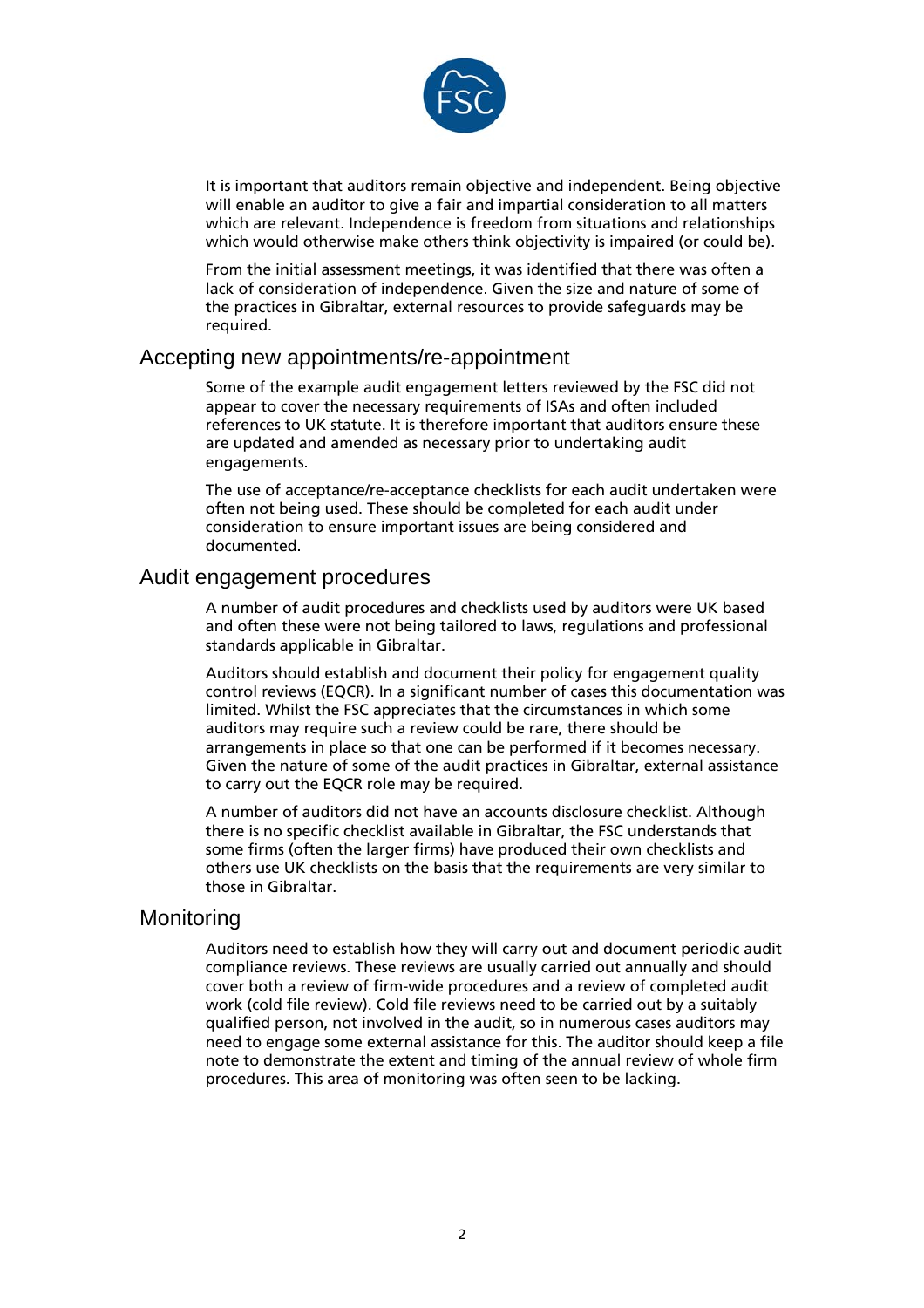It is important that auditors remain objective and independent. Being objective will enable an auditor to give a fair and impartial consideration to all matters which are relevant. Independence is freedom from situations and relationships which would otherwise make others think objectivity is impaired (or could be).

From the initial assessment meetings, it was identified that there was often a lack of consideration of independence. Given the size and nature of some of the practices in Gibraltar, external resources to provide safeguards may be required.

## Accepting new appointments/re-appointment

Some of the example audit engagement letters reviewed by the FSC did not appear to cover the necessary requirements of ISAs and often included references to UK statute. It is therefore important that auditors ensure these are updated and amended as necessary prior to undertaking audit engagements.

The use of acceptance/re-acceptance checklists for each audit undertaken were often not being used. These should be completed for each audit under consideration to ensure important issues are being considered and documented.

## Audit engagement procedures

A number of audit procedures and checklists used by auditors were UK based and often these were not being tailored to laws, regulations and professional standards applicable in Gibraltar.

Auditors should establish and document their policy for engagement quality control reviews (EQCR). In a significant number of cases this documentation was limited. Whilst the FSC appreciates that the circumstances in which some auditors may require such a review could be rare, there should be arrangements in place so that one can be performed if it becomes necessary. Given the nature of some of the audit practices in Gibraltar, external assistance to carry out the EQCR role may be required.

A number of auditors did not have an accounts disclosure checklist. Although there is no specific checklist available in Gibraltar, the FSC understands that some firms (often the larger firms) have produced their own checklists and others use UK checklists on the basis that the requirements are very similar to those in Gibraltar.

## Monitoring

Auditors need to establish how they will carry out and document periodic audit compliance reviews. These reviews are usually carried out annually and should cover both a review of firm-wide procedures and a review of completed audit work (cold file review). Cold file reviews need to be carried out by a suitably qualified person, not involved in the audit, so in numerous cases auditors may need to engage some external assistance for this. The auditor should keep a file note to demonstrate the extent and timing of the annual review of whole firm procedures. This area of monitoring was often seen to be lacking.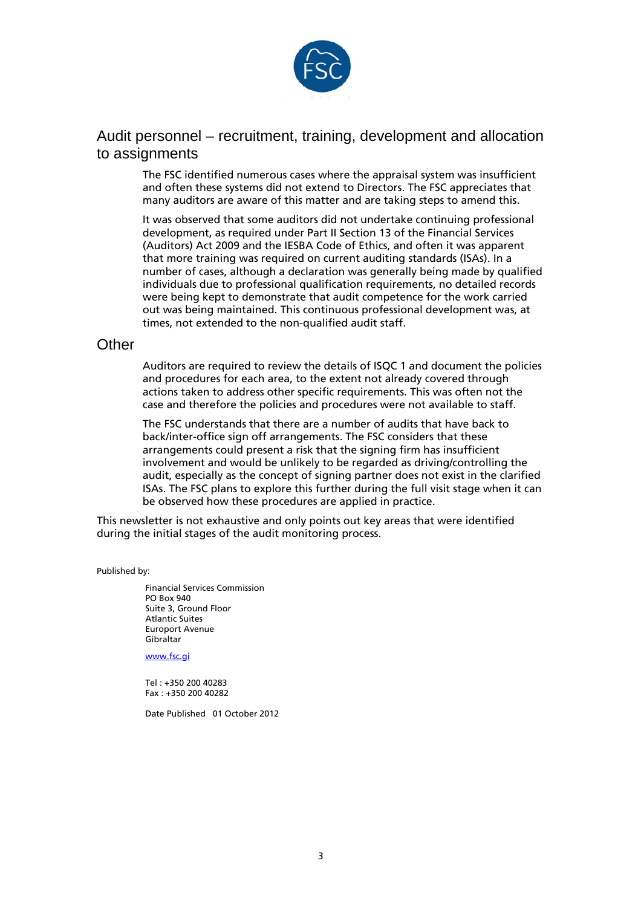## Audit personnel – recruitment, training, development and allocation to assignments

The FSC identified numerous cases where the appraisal system was insufficient and often these systems did not extend to Directors. The FSC appreciates that many auditors are aware of this matter and are taking steps to amend this.

It was observed that some auditors did not undertake continuing professional development, as required under Part II Section 13 of the Financial Services (Auditors) Act 2009 and the IESBA Code of Ethics, and often it was apparent that more training was required on current auditing standards (ISAs). In a number of cases, although a declaration was generally being made by qualified individuals due to professional qualification requirements, no detailed records were being kept to demonstrate that audit competence for the work carried out was being maintained. This continuous professional development was, at times, not extended to the non-qualified audit staff.

## Other

Auditors are required to review the details of ISQC 1 and document the policies and procedures for each area, to the extent not already covered through actions taken to address other specific requirements. This was often not the case and therefore the policies and procedures were not available to staff.

The FSC understands that there are a number of audits that have back to back/inter-office sign off arrangements. The FSC considers that these arrangements could present a risk that the signing firm has insufficient involvement and would be unlikely to be regarded as driving/controlling the audit, especially as the concept of signing partner does not exist in the clarified ISAs. The FSC plans to explore this further during the full visit stage when it can be observed how these procedures are applied in practice.

This newsletter is not exhaustive and only points out key areas that were identified during the initial stages of the audit monitoring process.

Published by:

Financial Services Commission
PO Box 940
Suite 3, Ground Floor
Atlantic Suites
Europort Avenue
Gibraltar

www.fsc.gi

Tel : +350 200 40283
Fax : +350 200 40282

Date Published 01 October 2012